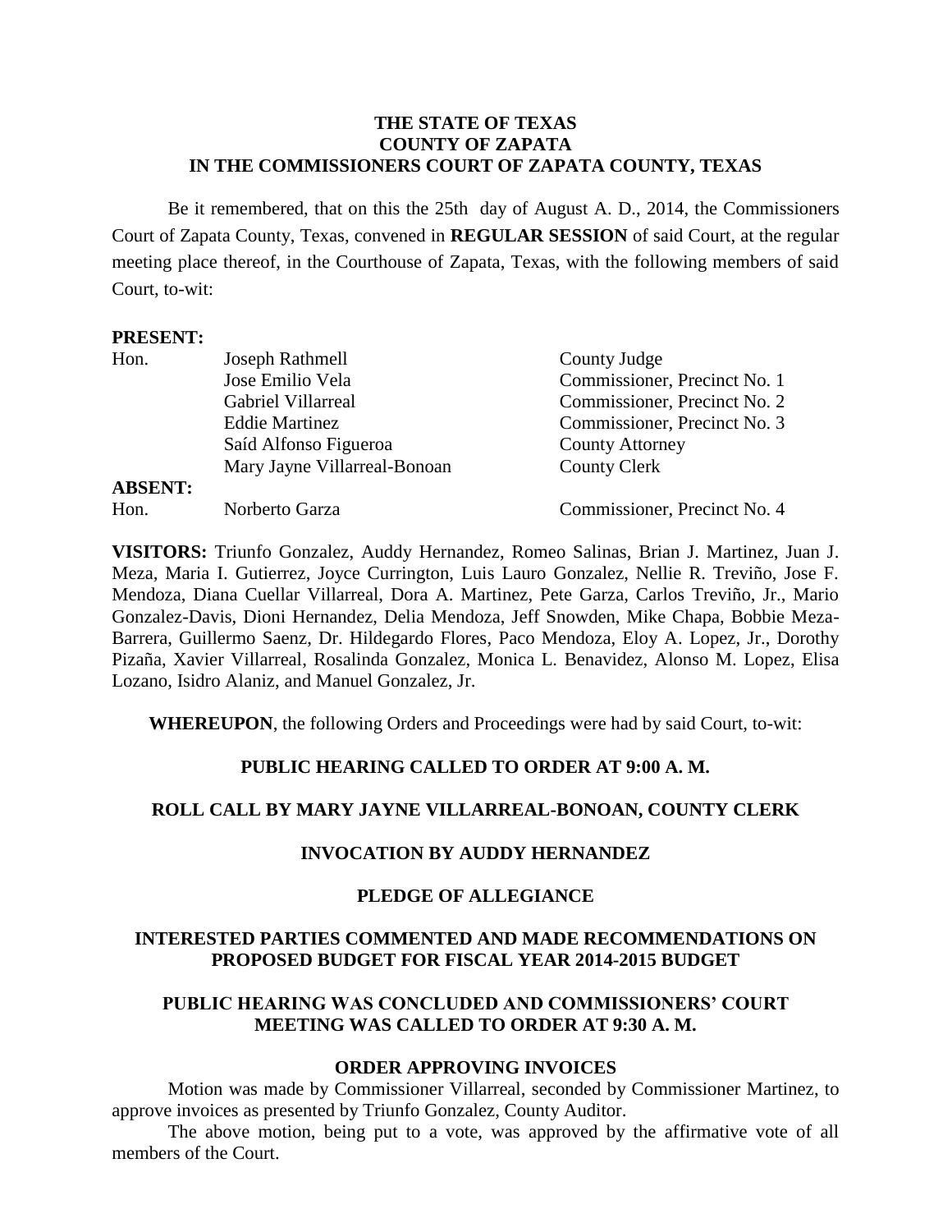**THE STATE OF TEXAS**
**COUNTY OF ZAPATA**
**IN THE COMMISSIONERS COURT OF ZAPATA COUNTY, TEXAS**

Be it remembered, that on this the 25th day of August A. D., 2014, the Commissioners Court of Zapata County, Texas, convened in **REGULAR SESSION** of said Court, at the regular meeting place thereof, in the Courthouse of Zapata, Texas, with the following members of said Court, to-wit:

**PRESENT:**

| | | |
|---|---|---|
| Hon. | Joseph Rathmell | County Judge |
| | Jose Emilio Vela | Commissioner, Precinct No. 1 |
| | Gabriel Villarreal | Commissioner, Precinct No. 2 |
| | Eddie Martinez | Commissioner, Precinct No. 3 |
| | Saíd Alfonso Figueroa | County Attorney |
| | Mary Jayne Villarreal-Bonoan | County Clerk |

**ABSENT:**

| | | |
|---|---|---|
| Hon. | Norberto Garza | Commissioner, Precinct No. 4 |

**VISITORS:** Triunfo Gonzalez, Auddy Hernandez, Romeo Salinas, Brian J. Martinez, Juan J. Meza, Maria I. Gutierrez, Joyce Currington, Luis Lauro Gonzalez, Nellie R. Treviño, Jose F. Mendoza, Diana Cuellar Villarreal, Dora A. Martinez, Pete Garza, Carlos Treviño, Jr., Mario Gonzalez-Davis, Dioni Hernandez, Delia Mendoza, Jeff Snowden, Mike Chapa, Bobbie Meza-Barrera, Guillermo Saenz, Dr. Hildegardo Flores, Paco Mendoza, Eloy A. Lopez, Jr., Dorothy Pizaña, Xavier Villarreal, Rosalinda Gonzalez, Monica L. Benavidez, Alonso M. Lopez, Elisa Lozano, Isidro Alaniz, and Manuel Gonzalez, Jr.

**WHEREUPON**, the following Orders and Proceedings were had by said Court, to-wit:

**PUBLIC HEARING CALLED TO ORDER AT 9:00 A. M.**

**ROLL CALL BY MARY JAYNE VILLARREAL-BONOAN, COUNTY CLERK**

**INVOCATION BY AUDDY HERNANDEZ**

**PLEDGE OF ALLEGIANCE**

**INTERESTED PARTIES COMMENTED AND MADE RECOMMENDATIONS ON PROPOSED BUDGET FOR FISCAL YEAR 2014-2015 BUDGET**

**PUBLIC HEARING WAS CONCLUDED AND COMMISSIONERS' COURT MEETING WAS CALLED TO ORDER AT 9:30 A. M.**

**ORDER APPROVING INVOICES**

Motion was made by Commissioner Villarreal, seconded by Commissioner Martinez, to approve invoices as presented by Triunfo Gonzalez, County Auditor.

The above motion, being put to a vote, was approved by the affirmative vote of all members of the Court.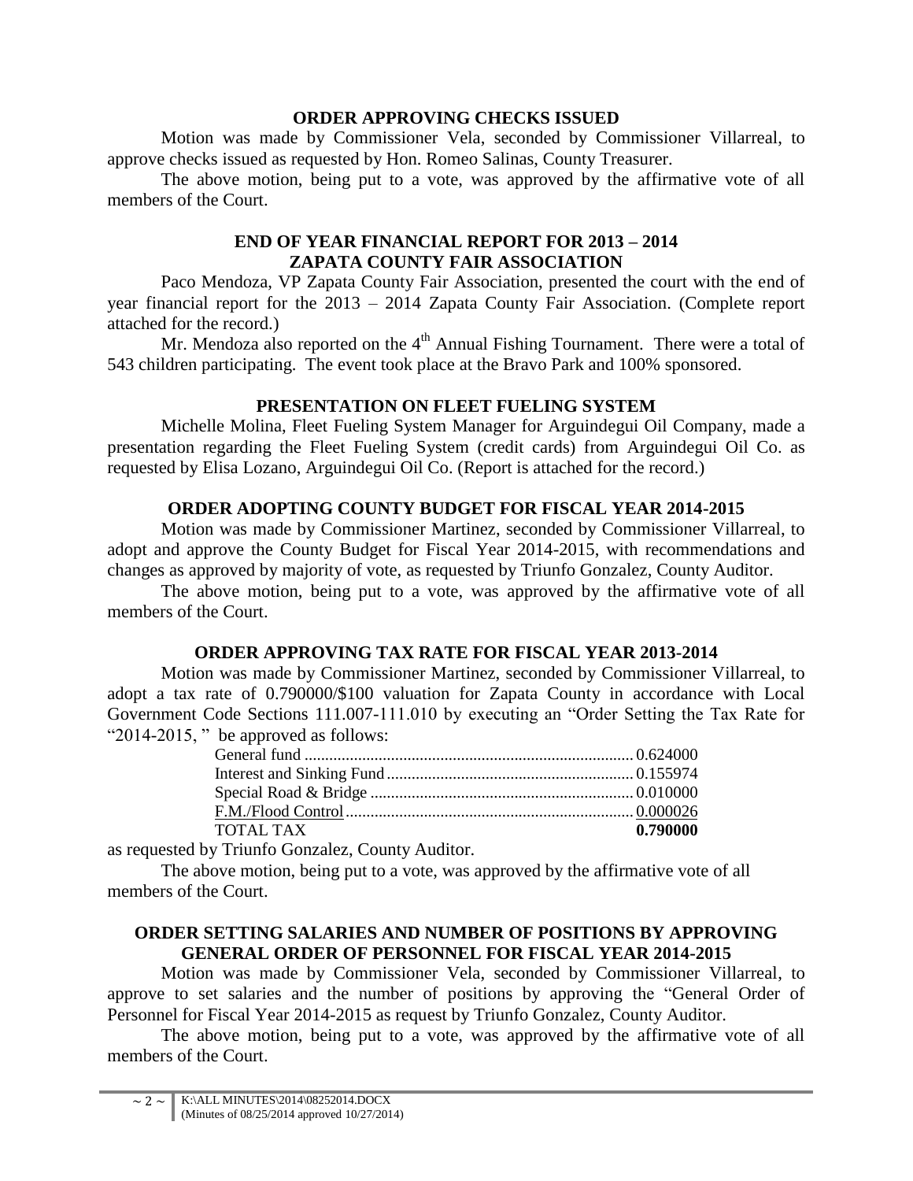**ORDER APPROVING CHECKS ISSUED**

Motion was made by Commissioner Vela, seconded by Commissioner Villarreal, to approve checks issued as requested by Hon. Romeo Salinas, County Treasurer.

The above motion, being put to a vote, was approved by the affirmative vote of all members of the Court.

**END OF YEAR FINANCIAL REPORT FOR 2013 – 2014 ZAPATA COUNTY FAIR ASSOCIATION**

Paco Mendoza, VP Zapata County Fair Association, presented the court with the end of year financial report for the 2013 – 2014 Zapata County Fair Association. (Complete report attached for the record.)

Mr. Mendoza also reported on the 4th Annual Fishing Tournament. There were a total of 543 children participating. The event took place at the Bravo Park and 100% sponsored.

**PRESENTATION ON FLEET FUELING SYSTEM**

Michelle Molina, Fleet Fueling System Manager for Arguindegui Oil Company, made a presentation regarding the Fleet Fueling System (credit cards) from Arguindegui Oil Co. as requested by Elisa Lozano, Arguindegui Oil Co. (Report is attached for the record.)

**ORDER ADOPTING COUNTY BUDGET FOR FISCAL YEAR 2014-2015**

Motion was made by Commissioner Martinez, seconded by Commissioner Villarreal, to adopt and approve the County Budget for Fiscal Year 2014-2015, with recommendations and changes as approved by majority of vote, as requested by Triunfo Gonzalez, County Auditor.

The above motion, being put to a vote, was approved by the affirmative vote of all members of the Court.

**ORDER APPROVING TAX RATE FOR FISCAL YEAR 2013-2014**

Motion was made by Commissioner Martinez, seconded by Commissioner Villarreal, to adopt a tax rate of 0.790000/$100 valuation for Zapata County in accordance with Local Government Code Sections 111.007-111.010 by executing an "Order Setting the Tax Rate for "2014-2015, " be approved as follows:

| | |
|---|---|
| General fund | 0.624000 |
| Interest and Sinking Fund | 0.155974 |
| Special Road & Bridge | 0.010000 |
| F.M./Flood Control | 0.000026 |
| TOTAL TAX | **0.790000** |

as requested by Triunfo Gonzalez, County Auditor.

The above motion, being put to a vote, was approved by the affirmative vote of all members of the Court.

**ORDER SETTING SALARIES AND NUMBER OF POSITIONS BY APPROVING GENERAL ORDER OF PERSONNEL FOR FISCAL YEAR 2014-2015**

Motion was made by Commissioner Vela, seconded by Commissioner Villarreal, to approve to set salaries and the number of positions by approving the "General Order of Personnel for Fiscal Year 2014-2015 as request by Triunfo Gonzalez, County Auditor.

The above motion, being put to a vote, was approved by the affirmative vote of all members of the Court.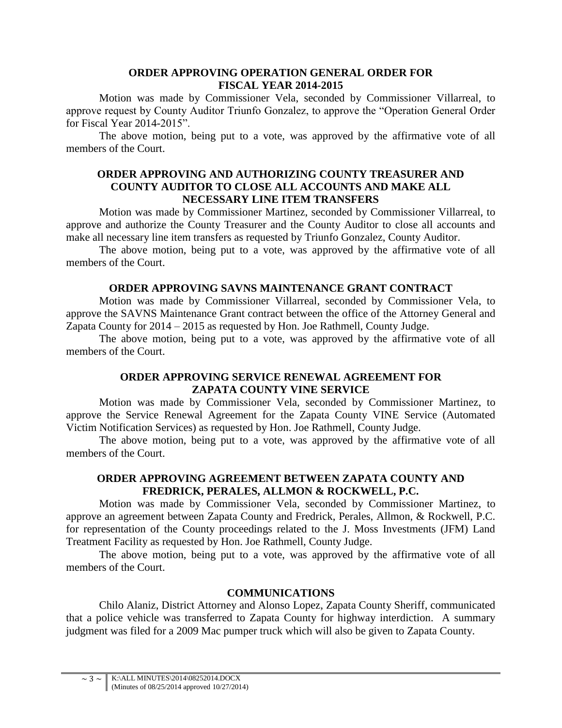**ORDER APPROVING OPERATION GENERAL ORDER FOR FISCAL YEAR 2014-2015**

Motion was made by Commissioner Vela, seconded by Commissioner Villarreal, to approve request by County Auditor Triunfo Gonzalez, to approve the "Operation General Order for Fiscal Year 2014-2015".

The above motion, being put to a vote, was approved by the affirmative vote of all members of the Court.

**ORDER APPROVING AND AUTHORIZING COUNTY TREASURER AND COUNTY AUDITOR TO CLOSE ALL ACCOUNTS AND MAKE ALL NECESSARY LINE ITEM TRANSFERS**

Motion was made by Commissioner Martinez, seconded by Commissioner Villarreal, to approve and authorize the County Treasurer and the County Auditor to close all accounts and make all necessary line item transfers as requested by Triunfo Gonzalez, County Auditor.

The above motion, being put to a vote, was approved by the affirmative vote of all members of the Court.

**ORDER APPROVING SAVNS MAINTENANCE GRANT CONTRACT**

Motion was made by Commissioner Villarreal, seconded by Commissioner Vela, to approve the SAVNS Maintenance Grant contract between the office of the Attorney General and Zapata County for 2014 – 2015 as requested by Hon. Joe Rathmell, County Judge.

The above motion, being put to a vote, was approved by the affirmative vote of all members of the Court.

**ORDER APPROVING SERVICE RENEWAL AGREEMENT FOR ZAPATA COUNTY VINE SERVICE**

Motion was made by Commissioner Vela, seconded by Commissioner Martinez, to approve the Service Renewal Agreement for the Zapata County VINE Service (Automated Victim Notification Services) as requested by Hon. Joe Rathmell, County Judge.

The above motion, being put to a vote, was approved by the affirmative vote of all members of the Court.

**ORDER APPROVING AGREEMENT BETWEEN ZAPATA COUNTY AND FREDRICK, PERALES, ALLMON & ROCKWELL, P.C.**

Motion was made by Commissioner Vela, seconded by Commissioner Martinez, to approve an agreement between Zapata County and Fredrick, Perales, Allmon, & Rockwell, P.C. for representation of the County proceedings related to the J. Moss Investments (JFM) Land Treatment Facility as requested by Hon. Joe Rathmell, County Judge.

The above motion, being put to a vote, was approved by the affirmative vote of all members of the Court.

**COMMUNICATIONS**

Chilo Alaniz, District Attorney and Alonso Lopez, Zapata County Sheriff, communicated that a police vehicle was transferred to Zapata County for highway interdiction. A summary judgment was filed for a 2009 Mac pumper truck which will also be given to Zapata County.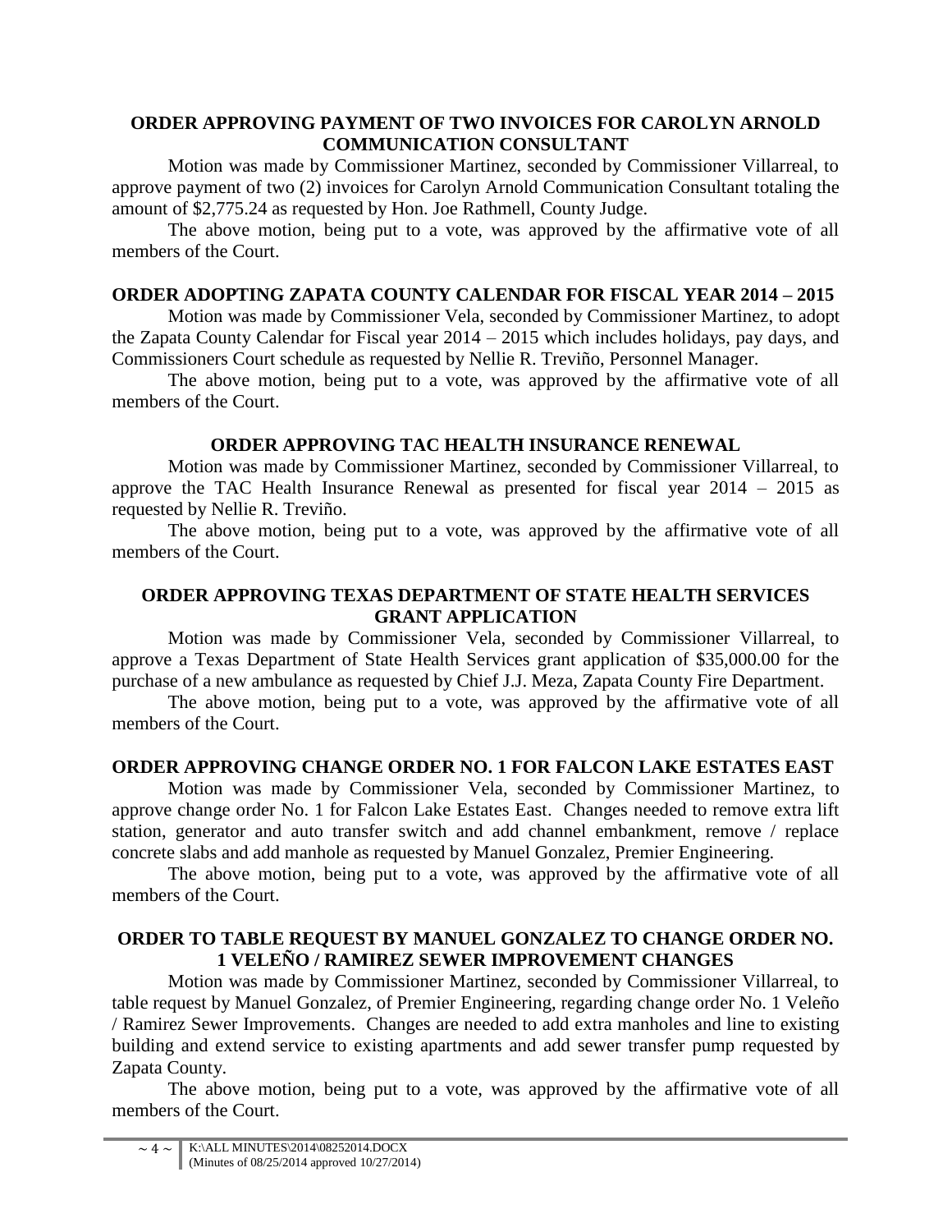**ORDER APPROVING PAYMENT OF TWO INVOICES FOR CAROLYN ARNOLD COMMUNICATION CONSULTANT**

Motion was made by Commissioner Martinez, seconded by Commissioner Villarreal, to approve payment of two (2) invoices for Carolyn Arnold Communication Consultant totaling the amount of $2,775.24 as requested by Hon. Joe Rathmell, County Judge.

The above motion, being put to a vote, was approved by the affirmative vote of all members of the Court.

**ORDER ADOPTING ZAPATA COUNTY CALENDAR FOR FISCAL YEAR 2014 – 2015**

Motion was made by Commissioner Vela, seconded by Commissioner Martinez, to adopt the Zapata County Calendar for Fiscal year 2014 – 2015 which includes holidays, pay days, and Commissioners Court schedule as requested by Nellie R. Treviño, Personnel Manager.

The above motion, being put to a vote, was approved by the affirmative vote of all members of the Court.

**ORDER APPROVING TAC HEALTH INSURANCE RENEWAL**

Motion was made by Commissioner Martinez, seconded by Commissioner Villarreal, to approve the TAC Health Insurance Renewal as presented for fiscal year 2014 – 2015 as requested by Nellie R. Treviño.

The above motion, being put to a vote, was approved by the affirmative vote of all members of the Court.

**ORDER APPROVING TEXAS DEPARTMENT OF STATE HEALTH SERVICES GRANT APPLICATION**

Motion was made by Commissioner Vela, seconded by Commissioner Villarreal, to approve a Texas Department of State Health Services grant application of $35,000.00 for the purchase of a new ambulance as requested by Chief J.J. Meza, Zapata County Fire Department.

The above motion, being put to a vote, was approved by the affirmative vote of all members of the Court.

**ORDER APPROVING CHANGE ORDER NO. 1 FOR FALCON LAKE ESTATES EAST**

Motion was made by Commissioner Vela, seconded by Commissioner Martinez, to approve change order No. 1 for Falcon Lake Estates East. Changes needed to remove extra lift station, generator and auto transfer switch and add channel embankment, remove / replace concrete slabs and add manhole as requested by Manuel Gonzalez, Premier Engineering.

The above motion, being put to a vote, was approved by the affirmative vote of all members of the Court.

**ORDER TO TABLE REQUEST BY MANUEL GONZALEZ TO CHANGE ORDER NO. 1 VELEÑO / RAMIREZ SEWER IMPROVEMENT CHANGES**

Motion was made by Commissioner Martinez, seconded by Commissioner Villarreal, to table request by Manuel Gonzalez, of Premier Engineering, regarding change order No. 1 Veleño / Ramirez Sewer Improvements. Changes are needed to add extra manholes and line to existing building and extend service to existing apartments and add sewer transfer pump requested by Zapata County.

The above motion, being put to a vote, was approved by the affirmative vote of all members of the Court.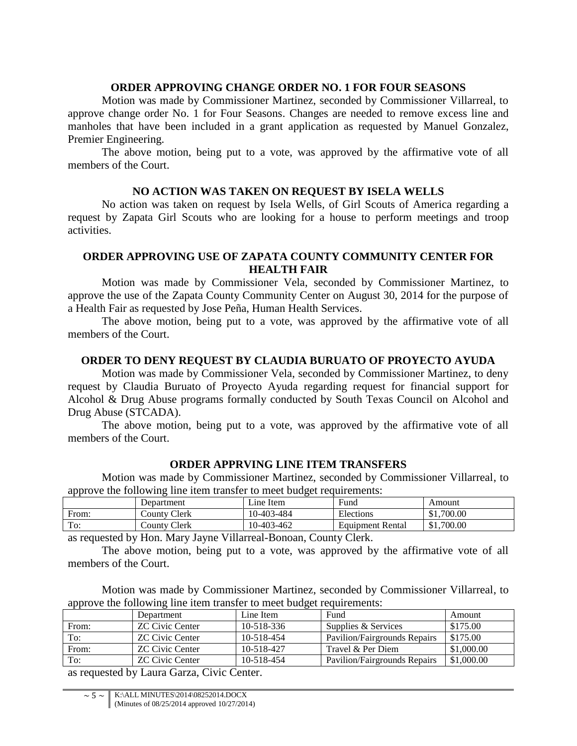**ORDER APPROVING CHANGE ORDER NO. 1 FOR FOUR SEASONS**

Motion was made by Commissioner Martinez, seconded by Commissioner Villarreal, to approve change order No. 1 for Four Seasons. Changes are needed to remove excess line and manholes that have been included in a grant application as requested by Manuel Gonzalez, Premier Engineering.

The above motion, being put to a vote, was approved by the affirmative vote of all members of the Court.

**NO ACTION WAS TAKEN ON REQUEST BY ISELA WELLS**

No action was taken on request by Isela Wells, of Girl Scouts of America regarding a request by Zapata Girl Scouts who are looking for a house to perform meetings and troop activities.

**ORDER APPROVING USE OF ZAPATA COUNTY COMMUNITY CENTER FOR HEALTH FAIR**

Motion was made by Commissioner Vela, seconded by Commissioner Martinez, to approve the use of the Zapata County Community Center on August 30, 2014 for the purpose of a Health Fair as requested by Jose Peña, Human Health Services.

The above motion, being put to a vote, was approved by the affirmative vote of all members of the Court.

**ORDER TO DENY REQUEST BY CLAUDIA BURUATO OF PROYECTO AYUDA**

Motion was made by Commissioner Vela, seconded by Commissioner Martinez, to deny request by Claudia Buruato of Proyecto Ayuda regarding request for financial support for Alcohol & Drug Abuse programs formally conducted by South Texas Council on Alcohol and Drug Abuse (STCADA).

The above motion, being put to a vote, was approved by the affirmative vote of all members of the Court.

**ORDER APPRVING LINE ITEM TRANSFERS**

Motion was made by Commissioner Martinez, seconded by Commissioner Villarreal, to approve the following line item transfer to meet budget requirements:

| | Department | Line Item | Fund | Amount |
|---|---|---|---|---|
| From: | County Clerk | 10-403-484 | Elections | $1,700.00 |
| To: | County Clerk | 10-403-462 | Equipment Rental | $1,700.00 |

as requested by Hon. Mary Jayne Villarreal-Bonoan, County Clerk.

The above motion, being put to a vote, was approved by the affirmative vote of all members of the Court.

Motion was made by Commissioner Martinez, seconded by Commissioner Villarreal, to approve the following line item transfer to meet budget requirements:

| | Department | Line Item | Fund | Amount |
|---|---|---|---|---|
| From: | ZC Civic Center | 10-518-336 | Supplies & Services | $175.00 |
| To: | ZC Civic Center | 10-518-454 | Pavilion/Fairgrounds Repairs | $175.00 |
| From: | ZC Civic Center | 10-518-427 | Travel & Per Diem | $1,000.00 |
| To: | ZC Civic Center | 10-518-454 | Pavilion/Fairgrounds Repairs | $1,000.00 |

as requested by Laura Garza, Civic Center.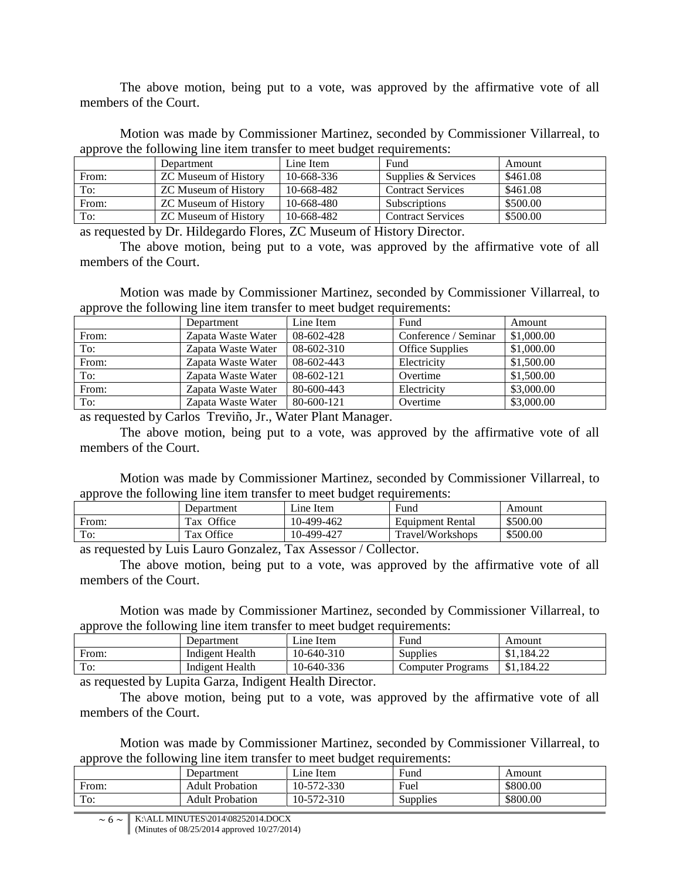The above motion, being put to a vote, was approved by the affirmative vote of all members of the Court.

Motion was made by Commissioner Martinez, seconded by Commissioner Villarreal, to approve the following line item transfer to meet budget requirements:

| | Department | Line Item | Fund | Amount |
|---|---|---|---|---|
| From: | ZC Museum of History | 10-668-336 | Supplies & Services | $461.08 |
| To: | ZC Museum of History | 10-668-482 | Contract Services | $461.08 |
| From: | ZC Museum of History | 10-668-480 | Subscriptions | $500.00 |
| To: | ZC Museum of History | 10-668-482 | Contract Services | $500.00 |

as requested by Dr. Hildegardo Flores, ZC Museum of History Director.

The above motion, being put to a vote, was approved by the affirmative vote of all members of the Court.

Motion was made by Commissioner Martinez, seconded by Commissioner Villarreal, to approve the following line item transfer to meet budget requirements:

| | Department | Line Item | Fund | Amount |
|---|---|---|---|---|
| From: | Zapata Waste Water | 08-602-428 | Conference / Seminar | $1,000.00 |
| To: | Zapata Waste Water | 08-602-310 | Office Supplies | $1,000.00 |
| From: | Zapata Waste Water | 08-602-443 | Electricity | $1,500.00 |
| To: | Zapata Waste Water | 08-602-121 | Overtime | $1,500.00 |
| From: | Zapata Waste Water | 80-600-443 | Electricity | $3,000.00 |
| To: | Zapata Waste Water | 80-600-121 | Overtime | $3,000.00 |

as requested by Carlos Treviño, Jr., Water Plant Manager.

The above motion, being put to a vote, was approved by the affirmative vote of all members of the Court.

Motion was made by Commissioner Martinez, seconded by Commissioner Villarreal, to approve the following line item transfer to meet budget requirements:

| | Department | Line Item | Fund | Amount |
|---|---|---|---|---|
| From: | Tax Office | 10-499-462 | Equipment Rental | $500.00 |
| To: | Tax Office | 10-499-427 | Travel/Workshops | $500.00 |

as requested by Luis Lauro Gonzalez, Tax Assessor / Collector.

The above motion, being put to a vote, was approved by the affirmative vote of all members of the Court.

Motion was made by Commissioner Martinez, seconded by Commissioner Villarreal, to approve the following line item transfer to meet budget requirements:

| | Department | Line Item | Fund | Amount |
|---|---|---|---|---|
| From: | Indigent Health | 10-640-310 | Supplies | $1,184.22 |
| To: | Indigent Health | 10-640-336 | Computer Programs | $1,184.22 |

as requested by Lupita Garza, Indigent Health Director.

The above motion, being put to a vote, was approved by the affirmative vote of all members of the Court.

Motion was made by Commissioner Martinez, seconded by Commissioner Villarreal, to approve the following line item transfer to meet budget requirements:

| | Department | Line Item | Fund | Amount |
|---|---|---|---|---|
| From: | Adult Probation | 10-572-330 | Fuel | $800.00 |
| To: | Adult Probation | 10-572-310 | Supplies | $800.00 |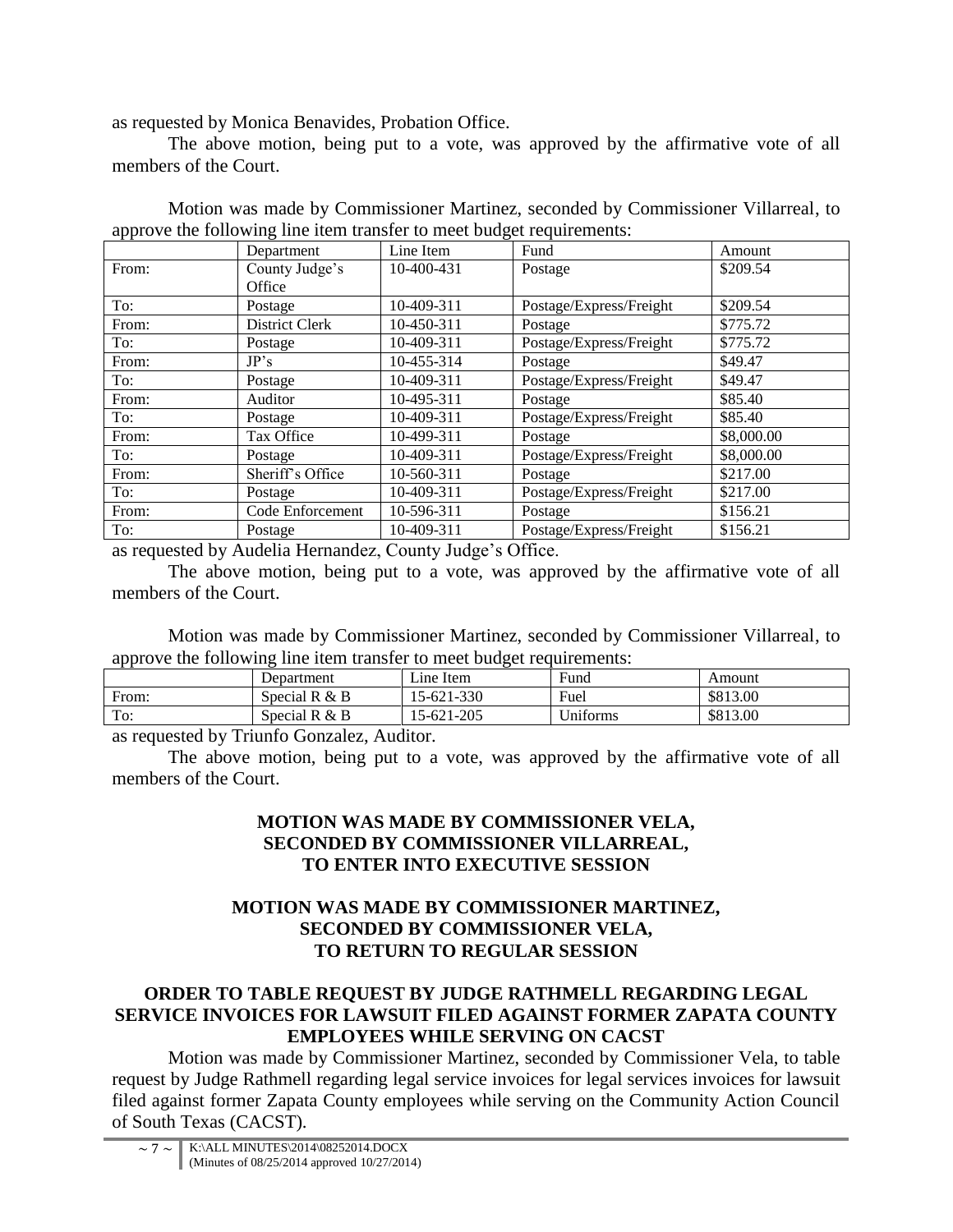as requested by Monica Benavides, Probation Office.

The above motion, being put to a vote, was approved by the affirmative vote of all members of the Court.

Motion was made by Commissioner Martinez, seconded by Commissioner Villarreal, to approve the following line item transfer to meet budget requirements:

| | Department | Line Item | Fund | Amount |
|---|---|---|---|---|
| From: | County Judge's Office | 10-400-431 | Postage | $209.54 |
| To: | Postage | 10-409-311 | Postage/Express/Freight | $209.54 |
| From: | District Clerk | 10-450-311 | Postage | $775.72 |
| To: | Postage | 10-409-311 | Postage/Express/Freight | $775.72 |
| From: | JP's | 10-455-314 | Postage | $49.47 |
| To: | Postage | 10-409-311 | Postage/Express/Freight | $49.47 |
| From: | Auditor | 10-495-311 | Postage | $85.40 |
| To: | Postage | 10-409-311 | Postage/Express/Freight | $85.40 |
| From: | Tax Office | 10-499-311 | Postage | $8,000.00 |
| To: | Postage | 10-409-311 | Postage/Express/Freight | $8,000.00 |
| From: | Sheriff's Office | 10-560-311 | Postage | $217.00 |
| To: | Postage | 10-409-311 | Postage/Express/Freight | $217.00 |
| From: | Code Enforcement | 10-596-311 | Postage | $156.21 |
| To: | Postage | 10-409-311 | Postage/Express/Freight | $156.21 |

as requested by Audelia Hernandez, County Judge's Office.

The above motion, being put to a vote, was approved by the affirmative vote of all members of the Court.

Motion was made by Commissioner Martinez, seconded by Commissioner Villarreal, to approve the following line item transfer to meet budget requirements:

| | Department | Line Item | Fund | Amount |
|---|---|---|---|---|
| From: | Special R & B | 15-621-330 | Fuel | $813.00 |
| To: | Special R & B | 15-621-205 | Uniforms | $813.00 |

as requested by Triunfo Gonzalez, Auditor.

The above motion, being put to a vote, was approved by the affirmative vote of all members of the Court.

**MOTION WAS MADE BY COMMISSIONER VELA, SECONDED BY COMMISSIONER VILLARREAL, TO ENTER INTO EXECUTIVE SESSION**

**MOTION WAS MADE BY COMMISSIONER MARTINEZ, SECONDED BY COMMISSIONER VELA, TO RETURN TO REGULAR SESSION**

**ORDER TO TABLE REQUEST BY JUDGE RATHMELL REGARDING LEGAL SERVICE INVOICES FOR LAWSUIT FILED AGAINST FORMER ZAPATA COUNTY EMPLOYEES WHILE SERVING ON CACST**

Motion was made by Commissioner Martinez, seconded by Commissioner Vela, to table request by Judge Rathmell regarding legal service invoices for legal services invoices for lawsuit filed against former Zapata County employees while serving on the Community Action Council of South Texas (CACST).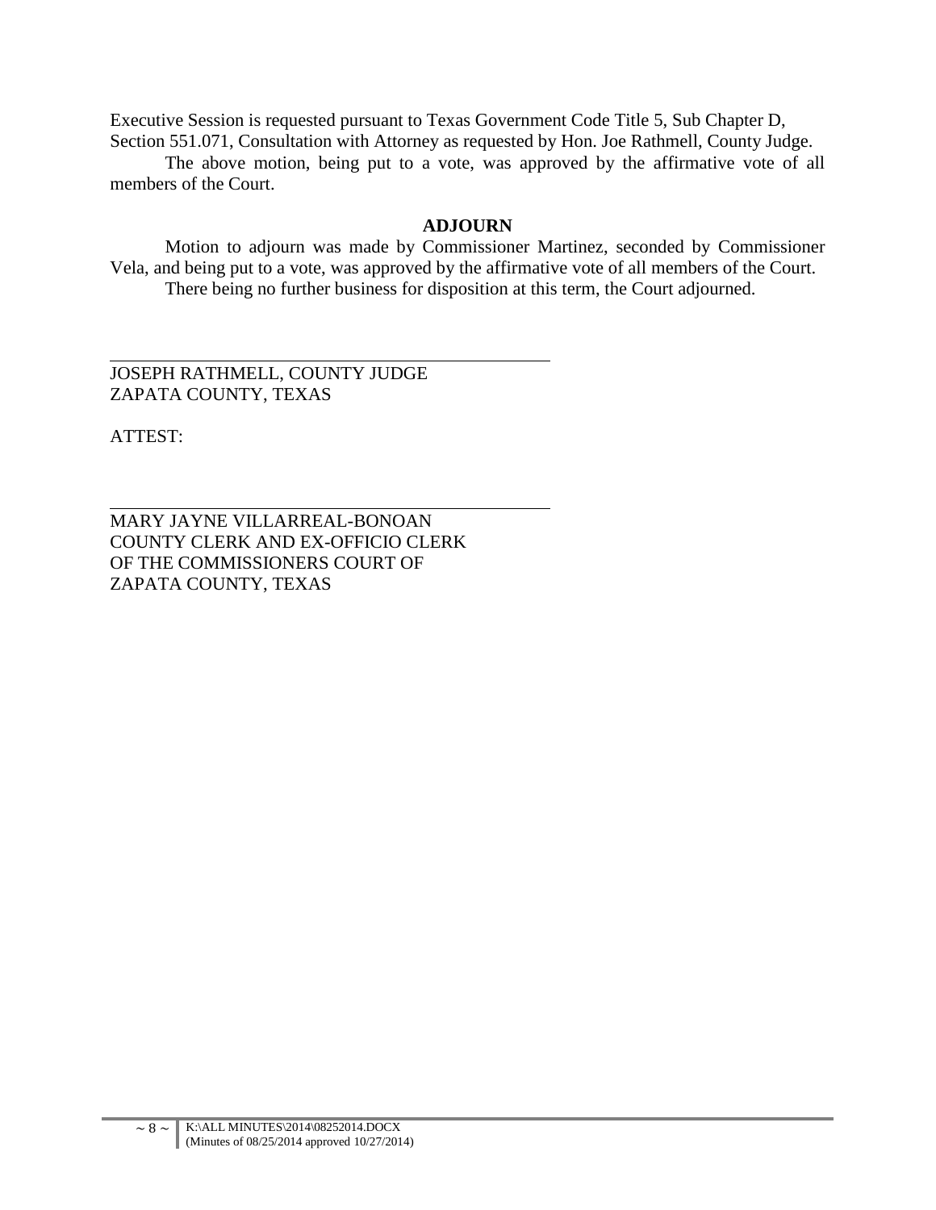Executive Session is requested pursuant to Texas Government Code Title 5, Sub Chapter D, Section 551.071, Consultation with Attorney as requested by Hon. Joe Rathmell, County Judge.

The above motion, being put to a vote, was approved by the affirmative vote of all members of the Court.

**ADJOURN**

Motion to adjourn was made by Commissioner Martinez, seconded by Commissioner Vela, and being put to a vote, was approved by the affirmative vote of all members of the Court.

There being no further business for disposition at this term, the Court adjourned.

\_\_\_\_\_\_\_\_\_\_\_\_\_\_\_\_\_\_\_\_\_\_\_\_\_\_\_\_\_\_\_\_\_\_\_\_\_\_\_\_

JOSEPH RATHMELL, COUNTY JUDGE
ZAPATA COUNTY, TEXAS

ATTEST:

\_\_\_\_\_\_\_\_\_\_\_\_\_\_\_\_\_\_\_\_\_\_\_\_\_\_\_\_\_\_\_\_\_\_\_\_\_\_\_\_

MARY JAYNE VILLARREAL-BONOAN
COUNTY CLERK AND EX-OFFICIO CLERK
OF THE COMMISSIONERS COURT OF
ZAPATA COUNTY, TEXAS